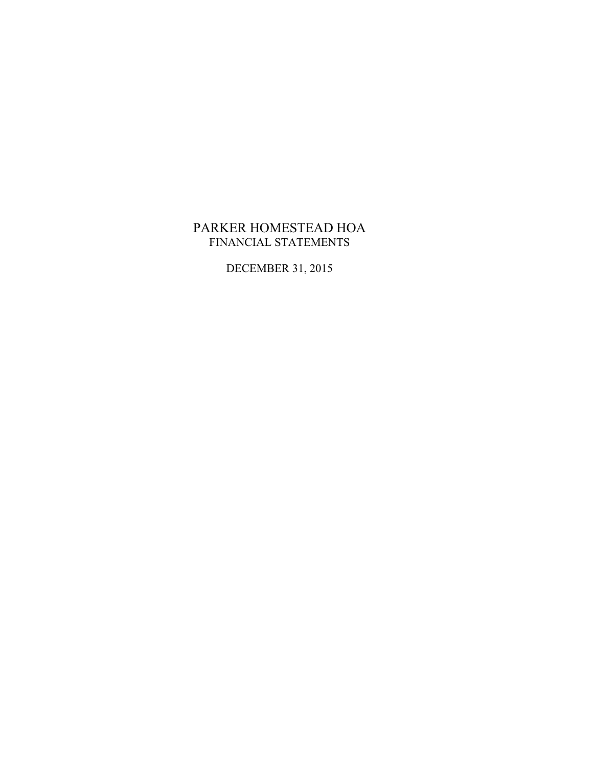# PARKER HOMESTEAD HOA

## FINANCIAL STATEMENTS

DECEMBER 31, 2015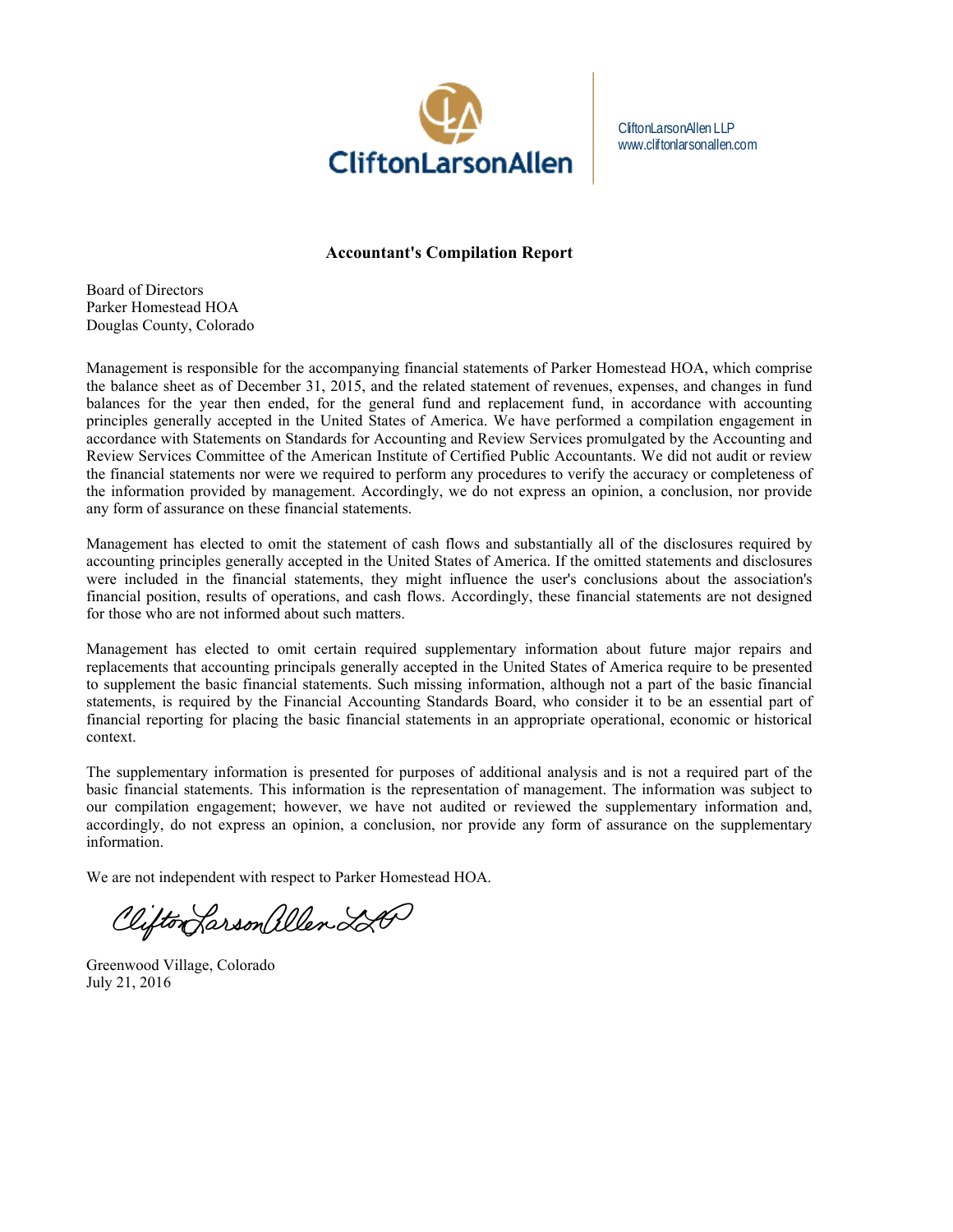CliftonLarsonAllen

CliftonLarsonAllen LLP
www.cliftonlarsonallen.com

## Accountant's Compilation Report

Board of Directors
Parker Homestead HOA
Douglas County, Colorado

Management is responsible for the accompanying financial statements of Parker Homestead HOA, which comprise the balance sheet as of December 31, 2015, and the related statement of revenues, expenses, and changes in fund balances for the year then ended, for the general fund and replacement fund, in accordance with accounting principles generally accepted in the United States of America. We have performed a compilation engagement in accordance with Statements on Standards for Accounting and Review Services promulgated by the Accounting and Review Services Committee of the American Institute of Certified Public Accountants. We did not audit or review the financial statements nor were we required to perform any procedures to verify the accuracy or completeness of the information provided by management. Accordingly, we do not express an opinion, a conclusion, nor provide any form of assurance on these financial statements.

Management has elected to omit the statement of cash flows and substantially all of the disclosures required by accounting principles generally accepted in the United States of America. If the omitted statements and disclosures were included in the financial statements, they might influence the user's conclusions about the association's financial position, results of operations, and cash flows. Accordingly, these financial statements are not designed for those who are not informed about such matters.

Management has elected to omit certain required supplementary information about future major repairs and replacements that accounting principals generally accepted in the United States of America require to be presented to supplement the basic financial statements. Such missing information, although not a part of the basic financial statements, is required by the Financial Accounting Standards Board, who consider it to be an essential part of financial reporting for placing the basic financial statements in an appropriate operational, economic or historical context.

The supplementary information is presented for purposes of additional analysis and is not a required part of the basic financial statements. This information is the representation of management. The information was subject to our compilation engagement; however, we have not audited or reviewed the supplementary information and, accordingly, do not express an opinion, a conclusion, nor provide any form of assurance on the supplementary information.

We are not independent with respect to Parker Homestead HOA.

CliftonLarsonAllen LLP

Greenwood Village, Colorado
July 21, 2016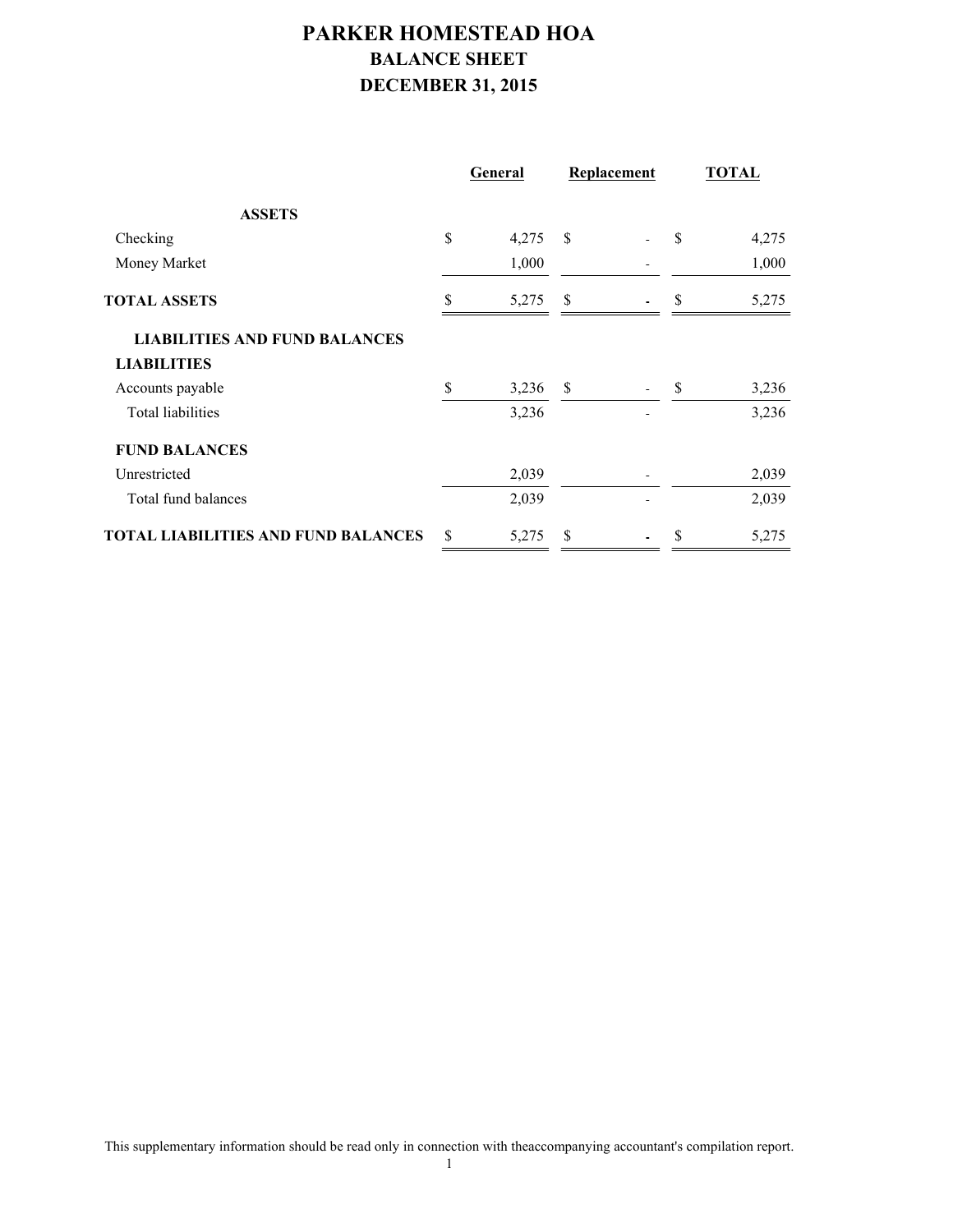# PARKER HOMESTEAD HOA

## BALANCE SHEET

## DECEMBER 31, 2015

| | General | Replacement | TOTAL |
|---|---|---|---|
| **ASSETS** | | | |
| Checking | $ 4,275 | $ - | $ 4,275 |
| Money Market | 1,000 | - | 1,000 |
| **TOTAL ASSETS** | $ 5,275 | $ **-** | $ 5,275 |
| **LIABILITIES AND FUND BALANCES** | | | |
| **LIABILITIES** | | | |
| Accounts payable | $ 3,236 | $ - | $ 3,236 |
| Total liabilities | 3,236 | - | 3,236 |
| **FUND BALANCES** | | | |
| Unrestricted | 2,039 | - | 2,039 |
| Total fund balances | 2,039 | - | 2,039 |
| **TOTAL LIABILITIES AND FUND BALANCES** | $ 5,275 | $ **-** | $ 5,275 |

This supplementary information should be read only in connection with theaccompanying accountant's compilation report.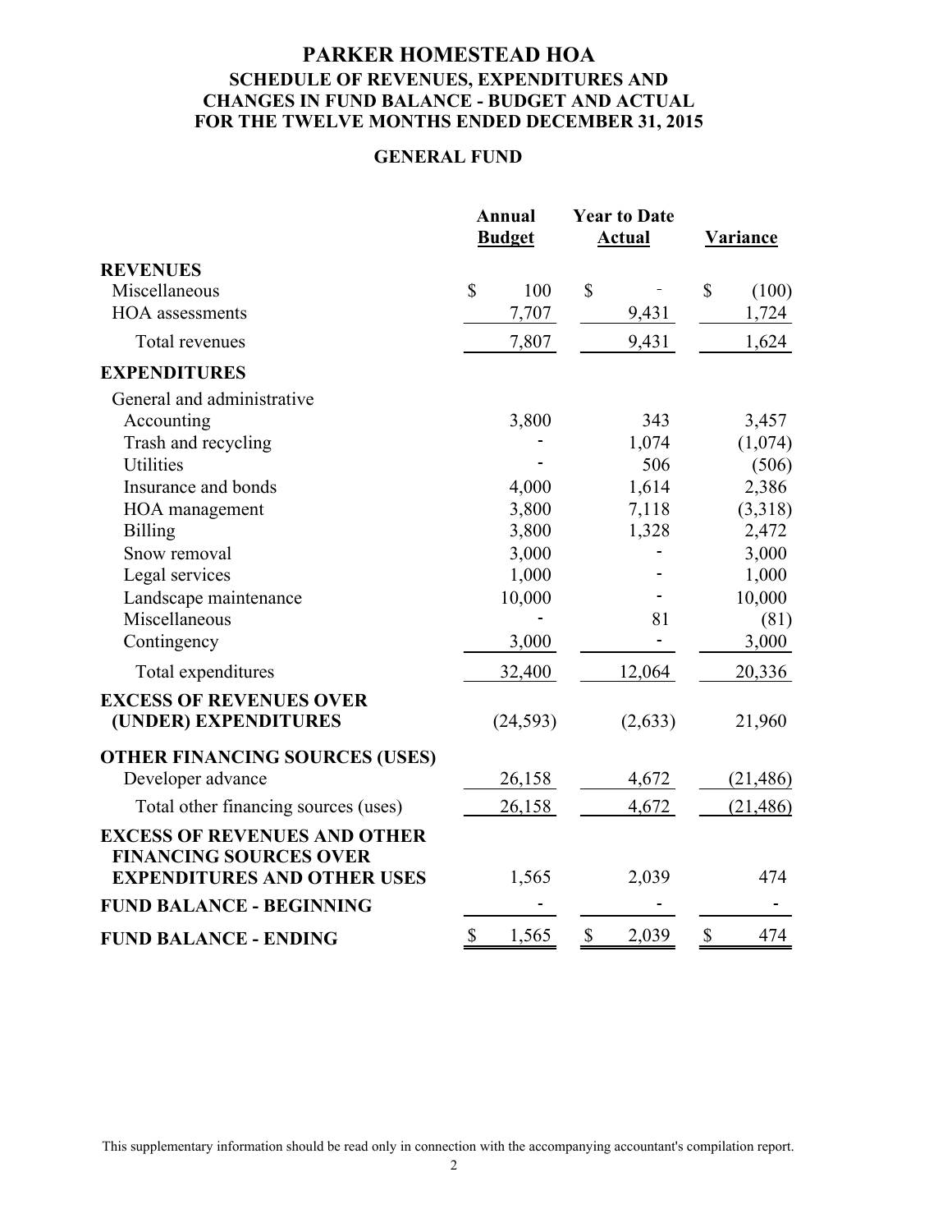# PARKER HOMESTEAD HOA

## SCHEDULE OF REVENUES, EXPENDITURES AND CHANGES IN FUND BALANCE - BUDGET AND ACTUAL FOR THE TWELVE MONTHS ENDED DECEMBER 31, 2015

### GENERAL FUND

| | Annual Budget | Year to Date Actual | Variance |
|---|---|---|---|
| **REVENUES** | | | |
| Miscellaneous | $ 100 | $ - | $ (100) |
| HOA assessments | 7,707 | 9,431 | 1,724 |
| Total revenues | 7,807 | 9,431 | 1,624 |
| **EXPENDITURES** | | | |
| General and administrative | | | |
| Accounting | 3,800 | 343 | 3,457 |
| Trash and recycling | - | 1,074 | (1,074) |
| Utilities | - | 506 | (506) |
| Insurance and bonds | 4,000 | 1,614 | 2,386 |
| HOA management | 3,800 | 7,118 | (3,318) |
| Billing | 3,800 | 1,328 | 2,472 |
| Snow removal | 3,000 | - | 3,000 |
| Legal services | 1,000 | - | 1,000 |
| Landscape maintenance | 10,000 | - | 10,000 |
| Miscellaneous | - | 81 | (81) |
| Contingency | 3,000 | - | 3,000 |
| Total expenditures | 32,400 | 12,064 | 20,336 |
| **EXCESS OF REVENUES OVER (UNDER) EXPENDITURES** | (24,593) | (2,633) | 21,960 |
| **OTHER FINANCING SOURCES (USES)** | | | |
| Developer advance | 26,158 | 4,672 | (21,486) |
| Total other financing sources (uses) | 26,158 | 4,672 | (21,486) |
| **EXCESS OF REVENUES AND OTHER FINANCING SOURCES OVER EXPENDITURES AND OTHER USES** | 1,565 | 2,039 | 474 |
| **FUND BALANCE - BEGINNING** | - | - | - |
| **FUND BALANCE - ENDING** | $ 1,565 | $ 2,039 | $ 474 |

This supplementary information should be read only in connection with the accompanying accountant's compilation report.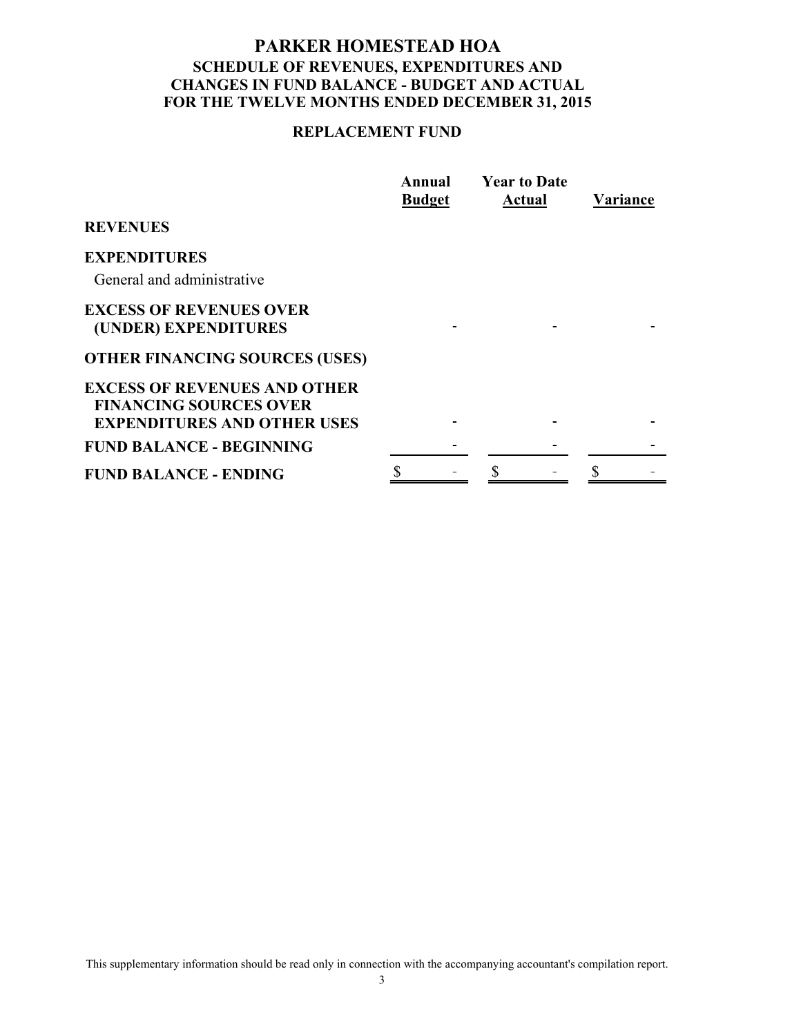# PARKER HOMESTEAD HOA

## SCHEDULE OF REVENUES, EXPENDITURES AND CHANGES IN FUND BALANCE - BUDGET AND ACTUAL FOR THE TWELVE MONTHS ENDED DECEMBER 31, 2015

### REPLACEMENT FUND

| | Annual Budget | Year to Date Actual | Variance |
|---|---|---|---|
| **REVENUES** | | | |
| **EXPENDITURES** | | | |
| General and administrative | | | |
| **EXCESS OF REVENUES OVER (UNDER) EXPENDITURES** | - | - | - |
| **OTHER FINANCING SOURCES (USES)** | | | |
| **EXCESS OF REVENUES AND OTHER FINANCING SOURCES OVER EXPENDITURES AND OTHER USES** | - | - | - |
| **FUND BALANCE - BEGINNING** | - | - | - |
| **FUND BALANCE - ENDING** | $ - | $ - | $ - |

This supplementary information should be read only in connection with the accompanying accountant's compilation report.